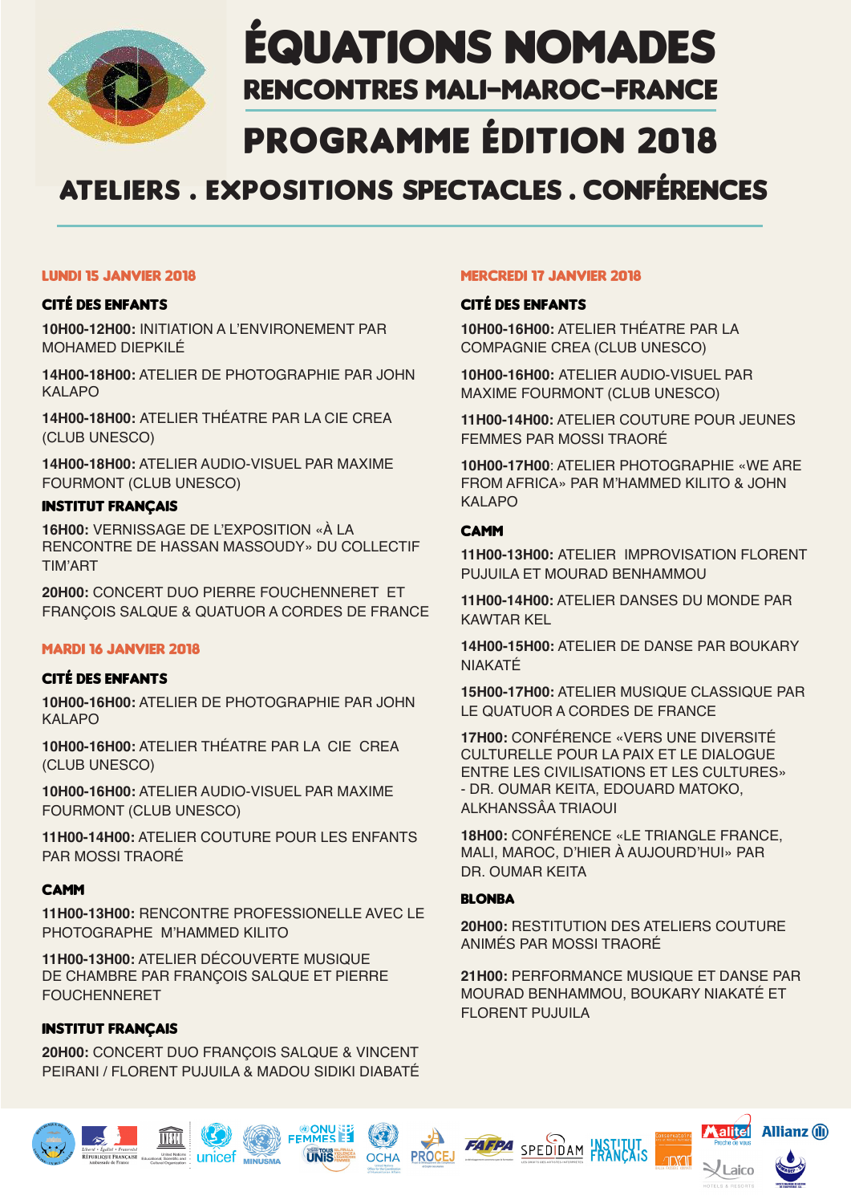# ÉQUATIONS NOMADES

## RENCONTRES MALI-MAROC-FRANCE

## PROGRAMME ÉDITION 2018

### ATELIERS . EXPOSITIONS SPECTACLES . CONFÉRENCES

### LUNDI 15 JANVIER 2018

#### CITÉ DES ENFANTS

**10H00-12H00:** INITIATION A L'ENVIRONEMENT PAR MOHAMED DIEPKILÉ

**14H00-18H00:** ATELIER DE PHOTOGRAPHIE PAR JOHN KALAPO

**14H00-18H00:** ATELIER THÉATRE PAR LA CIE CREA (CLUB UNESCO)

**14H00-18H00:** ATELIER AUDIO-VISUEL PAR MAXIME FOURMONT (CLUB UNESCO)

#### INSTITUT FRANÇAIS

**16H00:** VERNISSAGE DE L'EXPOSITION «À LA RENCONTRE DE HASSAN MASSOUDY» DU COLLECTIF TIM'ART

**20H00:** CONCERT DUO PIERRE FOUCHENNERET ET FRANÇOIS SALQUE & QUATUOR A CORDES DE FRANCE

### MARDI 16 JANVIER 2018

#### CITÉ DES ENFANTS

**10H00-16H00:** ATELIER DE PHOTOGRAPHIE PAR JOHN KALAPO

**10H00-16H00:** ATELIER THÉATRE PAR LA CIE CREA (CLUB UNESCO)

**10H00-16H00:** ATELIER AUDIO-VISUEL PAR MAXIME FOURMONT (CLUB UNESCO)

**11H00-14H00:** ATELIER COUTURE POUR LES ENFANTS PAR MOSSI TRAORÉ

#### CAMM

**11H00-13H00:** RENCONTRE PROFESSIONELLE AVEC LE PHOTOGRAPHE M'HAMMED KILITO

**11H00-13H00:** ATELIER DÉCOUVERTE MUSIQUE DE CHAMBRE PAR FRANÇOIS SALQUE ET PIERRE FOUCHENNERET

#### INSTITUT FRANÇAIS

**20H00:** CONCERT DUO FRANÇOIS SALQUE & VINCENT PEIRANI / FLORENT PUJUILA & MADOU SIDIKI DIABATÉ

### MERCREDI 17 JANVIER 2018

#### CITÉ DES ENFANTS

**10H00-16H00:** ATELIER THÉATRE PAR LA COMPAGNIE CREA (CLUB UNESCO)

**10H00-16H00:** ATELIER AUDIO-VISUEL PAR MAXIME FOURMONT (CLUB UNESCO)

**11H00-14H00:** ATELIER COUTURE POUR JEUNES FEMMES PAR MOSSI TRAORÉ

**10H00-17H00**: ATELIER PHOTOGRAPHIE «WE ARE FROM AFRICA» PAR M'HAMMED KILITO & JOHN KALAPO

#### CAMM

**11H00-13H00:** ATELIER IMPROVISATION FLORENT PUJUILA ET MOURAD BENHAMMOU

**11H00-14H00:** ATELIER DANSES DU MONDE PAR KAWTAR KEL

**14H00-15H00:** ATELIER DE DANSE PAR BOUKARY NIAKATÉ

**15H00-17H00:** ATELIER MUSIQUE CLASSIQUE PAR LE QUATUOR A CORDES DE FRANCE

**17H00:** CONFÉRENCE «VERS UNE DIVERSITÉ CULTURELLE POUR LA PAIX ET LE DIALOGUE ENTRE LES CIVILISATIONS ET LES CULTURES» - DR. OUMAR KEITA, EDOUARD MATOKO, ALKHANSSÂA TRIAOUI

**18H00:** CONFÉRENCE «LE TRIANGLE FRANCE, MALI, MAROC, D'HIER À AUJOURD'HUI» PAR DR. OUMAR KEITA

#### BLONBA

**20H00:** RESTITUTION DES ATELIERS COUTURE ANIMÉS PAR MOSSI TRAORÉ

**21H00:** PERFORMANCE MUSIQUE ET DANSE PAR MOURAD BENHAMMOU, BOUKARY NIAKATÉ ET FLORENT PUJUILA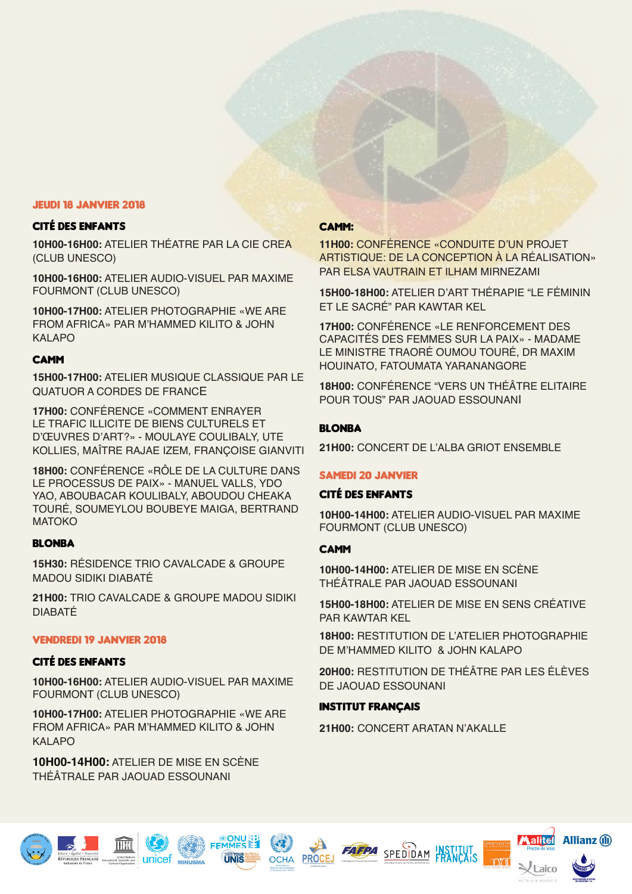## JEUDI 18 JANVIER 2018

### CITÉ DES ENFANTS

**10H00-16H00:** ATELIER THÉATRE PAR LA CIE CREA (CLUB UNESCO)

**10H00-16H00:** ATELIER AUDIO-VISUEL PAR MAXIME FOURMONT (CLUB UNESCO)

**10H00-17H00:** ATELIER PHOTOGRAPHIE «WE ARE FROM AFRICA» PAR M'HAMMED KILITO & JOHN KALAPO

### CAMM

**15H00-17H00:** ATELIER MUSIQUE CLASSIQUE PAR LE QUATUOR A CORDES DE FRANCE

**17H00:** CONFÉRENCE «COMMENT ENRAYER LE TRAFIC ILLICITE DE BIENS CULTURELS ET D'ŒUVRES D'ART?» - MOULAYE COULIBALY, UTE KOLLIES, MAÎTRE RAJAE IZEM, FRANÇOISE GIANVITI

**18H00:** CONFÉRENCE «RÔLE DE LA CULTURE DANS LE PROCESSUS DE PAIX» - MANUEL VALLS, YDO YAO, ABOUBACAR KOULIBALY, ABOUDOU CHEAKA TOURÉ, SOUMEYLOU BOUBEYE MAIGA, BERTRAND MATOKO

### BLONBA

**15H30:** RÉSIDENCE TRIO CAVALCADE & GROUPE MADOU SIDIKI DIABATÉ

**21H00:** TRIO CAVALCADE & GROUPE MADOU SIDIKI DIABATÉ

## VENDREDI 19 JANVIER 2018

### CITÉ DES ENFANTS

**10H00-16H00:** ATELIER AUDIO-VISUEL PAR MAXIME FOURMONT (CLUB UNESCO)

**10H00-17H00:** ATELIER PHOTOGRAPHIE «WE ARE FROM AFRICA» PAR M'HAMMED KILITO & JOHN KALAPO

**10H00-14H00:** ATELIER DE MISE EN SCÈNE THÉÂTRALE PAR JAOUAD ESSOUNANI

### CAMM:

**11H00:** CONFÉRENCE «CONDUITE D'UN PROJET ARTISTIQUE: DE LA CONCEPTION À LA RÉALISATION» PAR ELSA VAUTRAIN ET ILHAM MIRNEZAMI

**15H00-18H00:** ATELIER D'ART THÉRAPIE "LE FÉMININ ET LE SACRÉ" PAR KAWTAR KEL

**17H00:** CONFÉRENCE «LE RENFORCEMENT DES CAPACITÉS DES FEMMES SUR LA PAIX» - MADAME LE MINISTRE TRAORÉ OUMOU TOURÉ, DR MAXIM HOUINATO, FATOUMATA YARANANGORE

**18H00:** CONFÉRENCE "VERS UN THÉÂTRE ELITAIRE POUR TOUS" PAR JAOUAD ESSOUNANI

### BLONBA

**21H00:** CONCERT DE L'ALBA GRIOT ENSEMBLE

## SAMEDI 20 JANVIER

### CITÉ DES ENFANTS

**10H00-14H00:** ATELIER AUDIO-VISUEL PAR MAXIME FOURMONT (CLUB UNESCO)

### CAMM

**10H00-14H00:** ATELIER DE MISE EN SCÈNE THÉÂTRALE PAR JAOUAD ESSOUNANI

**15H00-18H00:** ATELIER DE MISE EN SENS CRÉATIVE PAR KAWTAR KEL

**18H00:** RESTITUTION DE L'ATELIER PHOTOGRAPHIE DE M'HAMMED KILITO & JOHN KALAPO

**20H00:** RESTITUTION DE THÉÂTRE PAR LES ÉLÈVES DE JAOUAD ESSOUNANI

### INSTITUT FRANÇAIS

**21H00:** CONCERT ARATAN N'AKALLE